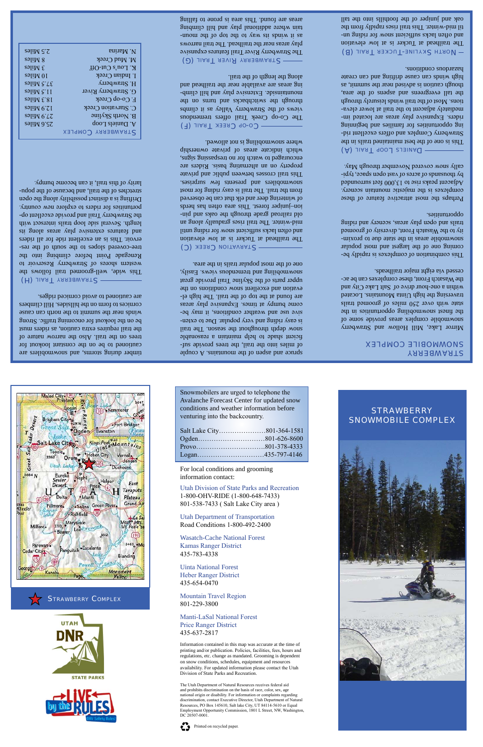# STRAWBERRY SNOWMOBILE COMPLEX

Mirror Lake, Mill Hollow and Strawberry snowmobile complex areas provide some of the finest snowmobiling opportunities in the state with over 250 miles of groomed trails traversing the high Uinta Mountains. Located within a one-hour drive of Salt Lake City and the Wasatch Front, these complexes can be accessed via eight major trailheads.

This combination of complexes is rapidly becoming one of the largest and most popular snowmobile areas in the state due to its proximity to the Wasatch Front, diversity of groomed trails and open play areas, scenery and riding opportunities.

Perhaps the most attractive feature of these complexes is the majestic mountain scenery. Adjacent peaks rise to 13,000 feet surrounded by thousands of acres of vast open space, typically snow covered November through May.

## DANIELS LOOP TRAIL (A)

This is one of the best maintained trails in the Strawberry Complex and offers excellent riding opportunities for families and beginning riders. Expansive play areas are located immediately adjacent to the trail at lower elevations. Most of the trail winds leisurely through the tall evergreens and aspens of the area, though caution is advised near the summit, as high winds can cause drifting and can create hazardous conditions.

## NORTH SKYLINE-TUCKER TRAIL (B)

The trailhead at Tucker is at low elevation and often lacks sufficient snow for riding until mid-winter. This trail rises rapidly from the oak and juniper of the foothills into the tall spruce and aspen of the mountains. A couple of miles into the trail, the trees provide sufficient shade to help maintain a reasonable snow depth throughout the season. The trail is easy riding and very popular. Due to extensive use and weather conditions, it may become bumpy at times. Expansive play areas are found at the top of the trail. The high elevation and excellent snow conditions on the upper parts of the Skyline Trail provide great snowmobiling and tremendous views. Easily, one of the most popular trails in the area.

## STARVATION CREEK (C)

The trailhead at Tucker is at low elevation and often lacks sufficient snow for riding until mid-winter. The trail rises gradually along an old railroad grade through the oaks and pinion-juniper forest. This area often has herds of wintering deer and elk that can be observed from the trail. The trail is easy riding for most snowmobilers and presents few surprises.

This trail crosses between public and private property on an alternating basis. Riders are encouraged to watch for no trespassing signs, which indicate areas of private ownership where snowmobiling is not allowed.

## CO-OP CREEK TRAIL (F)

The Co-op Creek Trail offers tremendous views of the Strawberry Valley as it climbs through the switchbacks and turns on the mountainside. Extensive play and hill climbing areas are available near the trailhead and along the length of the trail.

## STRAWBERRY RIVER TRAIL (G)

The Strawberry River Trail features expansive play areas near the trailhead. The trail narrows as it winds its way to the top of the mountain where additional play and hill climbing areas are found. This area is prone to falling timber during storms, and snowmobilers are cautioned to be on the constant lookout for trees on the trail. Also the narrow nature of the trail requires extra caution, as riders must be on the lookout for oncoming traffic. Strong winds near the summit to the north can cause cornices to form on the hillsides. Hill climbers are cautioned to avoid corniced ridges.

## STRAWBERRY TRAIL (H)

This wide, well-groomed trail follows the western shores of Strawberry Reservoir to Renegade Point before climbing into the tree-covered slopes to the south of the reservoir. This is an excellent ride for all riders and features extensive play areas along its length. Several side loop trails intersect with the Strawberry Trail and provide excellent opportunities for riders to explore new country. Drifting is a distinct possibility along the open stretches of the trail, and because of the popularity of this trail, it can become bumpy.

| STRAWBERRY COMPLEX | |
|---|---|
| A. Daniels Loop | 25.6 Miles |
| B. North Skyline | 27.9 Miles |
| C. Starvation Creek | 12.9 Miles |
| F. Co-op Creek | 18.3 Miles |
| G. Strawberry River | 11.5 Miles |
| H. Strawberry | 37.5 Miles |
| I. Indian Creek | 10 Miles |
| K. Lou's Cut-Off | 3 Miles |
| M. Mud Creek | 8 Miles |
| N. Marina | 2.5 Miles |

# STRAWBERRY SNOWMOBILE COMPLEX

Snowmobilers are urged to telephone the Avalanche Forecast Center for updated snow conditions and weather information before venturing into the backcountry.

| | |
|---|---|
| Salt Lake City | 801-364-1581 |
| Ogden | 801-626-8600 |
| Provo | 801-378-4333 |
| Logan | 435-797-4146 |

For local conditions and grooming information contact:

Utah Division of State Parks and Recreation
1-800-OHV-RIDE (1-800-648-7433)
801-538-7433 ( Salt Lake City area )

Utah Department of Transportation
Road Conditions 1-800-492-2400

Wasatch-Cache National Forest
Kamas Ranger District
435-783-4338

Uinta National Forest
Heber Ranger District
435-654-0470

Mountain Travel Region
801-229-3800

Manti-LaSal National Forest
Price Ranger District
435-637-2817

Information contained in this map was accurate at the time of printing and/or publication. Policies, facilities, fees, hours and regulations, etc. change as mandated. Grooming is dependent on snow conditions, equipment and resources availability. For updated information please contact the Utah Division of State Parks and Recreation.

The Utah Department of Natural Resources receives federal aid and prohibits discrimination on the basis of race, color, sex, age, national origin or disability. For information or complaints regarding discrimination, contact Executive Director, Utah Department of Natural Resources, PO Box 145610, Salt lake City, UT 84114-5610 or Equal Employment Opportunity Commission, 1801 L Street, NW, Washington, DC 20507-0001.

Printed on recycled paper.

STRAWBERRY COMPLEX

UTAH DNR STATE PARKS

LIVE by the RULES — OHV Safety Rules!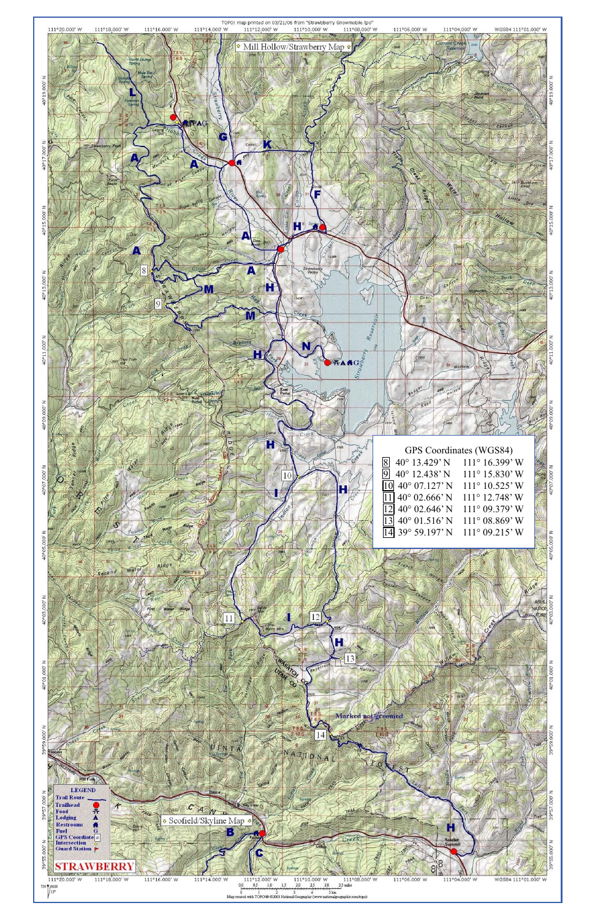TOPO! map printed on 03/21/06 from "Strawberry Snowmobile.tpo"

Mill Hollow/Strawberry Map

GPS Coordinates (WGS84)

| | | |
|---|---|---|
| 8 | 40° 13.429' N | 111° 16.399' W |
| 9 | 40° 12.438' N | 111° 15.830' W |
| 10 | 40° 07.127' N | 111° 10.525' W |
| 11 | 40° 02.666' N | 111° 12.748' W |
| 12 | 40° 02.646' N | 111° 09.379' W |
| 13 | 40° 01.516' N | 111° 08.869' W |
| 14 | 39° 59.197' N | 111° 09.215' W |

Marked not groomed

Scofield/Skyline Map

LEGEND

- Trail Route
- Trailhead
- Food
- Lodging
- Restrooms
- Fuel
- GPS Coordinate
- Intersection
- Guard Station

STRAWBERRY

Map created with TOPO!® ©2003 National Geographic (www.nationalgeographic.com/topo)